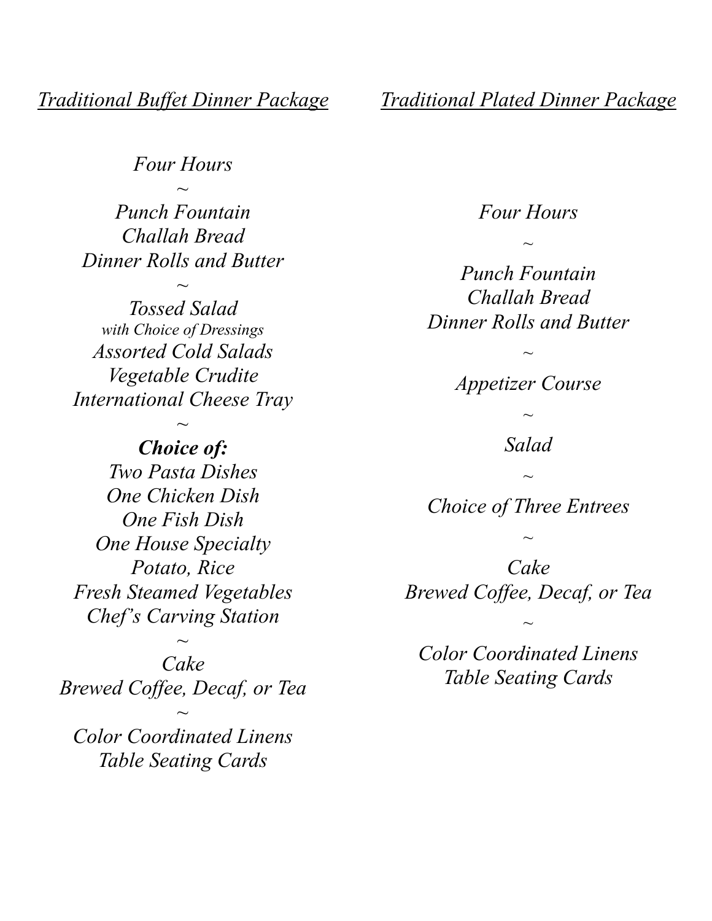## *Traditional Buffet Dinner Package*

*Four Hours*

~

*Punch Fountain*
*Challah Bread*
*Dinner Rolls and Butter*

~

*Tossed Salad*
*with Choice of Dressings*
*Assorted Cold Salads*
*Vegetable Crudite*
*International Cheese Tray*

~

***Choice of:***
*Two Pasta Dishes*
*One Chicken Dish*
*One Fish Dish*
*One House Specialty*
*Potato, Rice*
*Fresh Steamed Vegetables*
*Chef's Carving Station*

~

*Cake*
*Brewed Coffee, Decaf, or Tea*

~

*Color Coordinated Linens*
*Table Seating Cards*

## *Traditional Plated Dinner Package*

*Four Hours*

~

*Punch Fountain*
*Challah Bread*
*Dinner Rolls and Butter*

~

*Appetizer Course*

~

*Salad*

~

*Choice of Three Entrees*

~

*Cake*
*Brewed Coffee, Decaf, or Tea*

~

*Color Coordinated Linens*
*Table Seating Cards*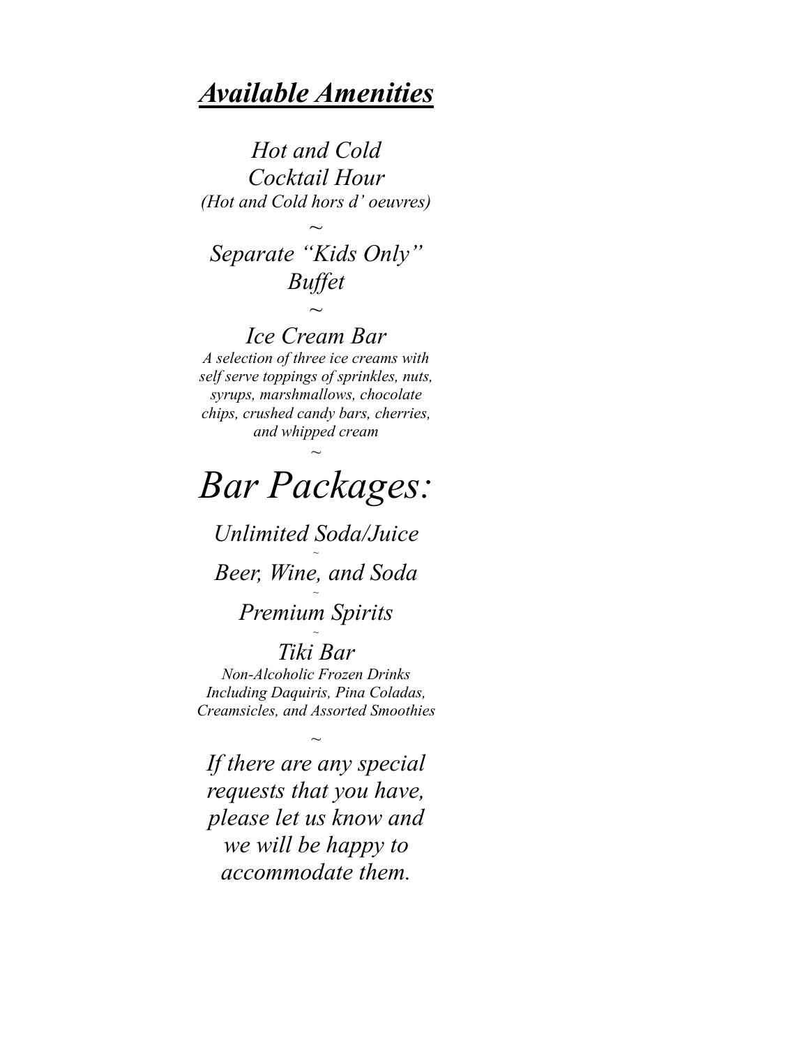## ***Available Amenities***

*Hot and Cold*
*Cocktail Hour*
*(Hot and Cold hors d' oeuvres)*

~

*Separate "Kids Only" Buffet*

~

*Ice Cream Bar*

*A selection of three ice creams with self serve toppings of sprinkles, nuts, syrups, marshmallows, chocolate chips, crushed candy bars, cherries, and whipped cream*

~

# *Bar Packages:*

*Unlimited Soda/Juice*

~

*Beer, Wine, and Soda*

~

*Premium Spirits*

~

*Tiki Bar*

*Non-Alcoholic Frozen Drinks Including Daquiris, Pina Coladas, Creamsicles, and Assorted Smoothies*

~

*If there are any special requests that you have, please let us know and we will be happy to accommodate them.*